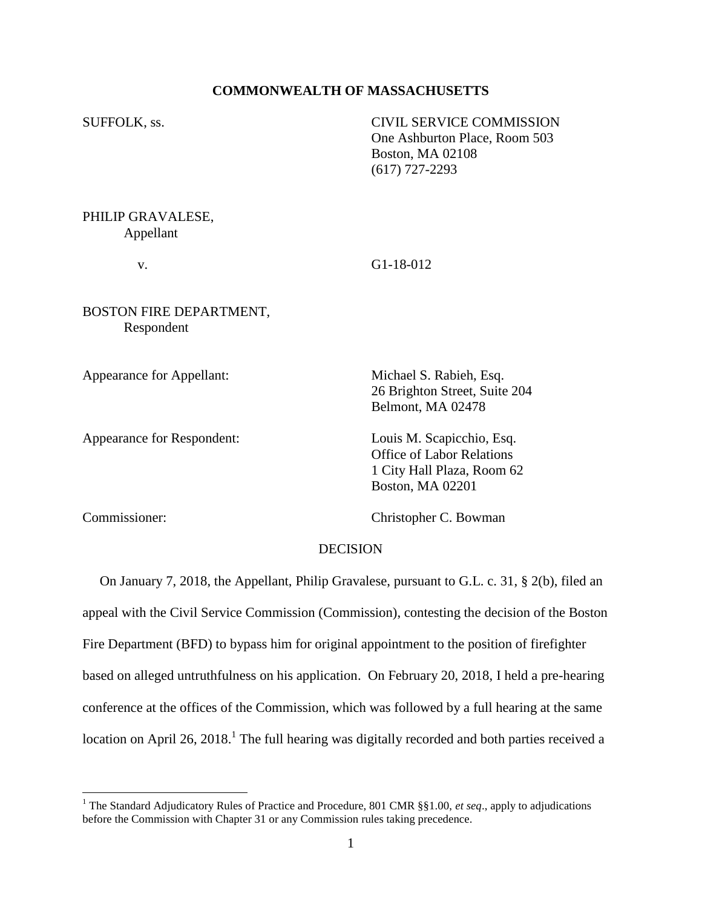**COMMONWEALTH OF MASSACHUSETTS**

SUFFOLK, ss.

CIVIL SERVICE COMMISSION
One Ashburton Place, Room 503
Boston, MA 02108
(617) 727-2293

PHILIP GRAVALESE,
Appellant

v. G1-18-012

BOSTON FIRE DEPARTMENT,
Respondent

Appearance for Appellant: Michael S. Rabieh, Esq.
26 Brighton Street, Suite 204
Belmont, MA 02478

Appearance for Respondent: Louis M. Scapicchio, Esq.
Office of Labor Relations
1 City Hall Plaza, Room 62
Boston, MA 02201

Commissioner: Christopher C. Bowman

DECISION

On January 7, 2018, the Appellant, Philip Gravalese, pursuant to G.L. c. 31, § 2(b), filed an appeal with the Civil Service Commission (Commission), contesting the decision of the Boston Fire Department (BFD) to bypass him for original appointment to the position of firefighter based on alleged untruthfulness on his application. On February 20, 2018, I held a pre-hearing conference at the offices of the Commission, which was followed by a full hearing at the same location on April 26, 2018.[1] The full hearing was digitally recorded and both parties received a

[1] The Standard Adjudicatory Rules of Practice and Procedure, 801 CMR §§1.00, *et seq*., apply to adjudications before the Commission with Chapter 31 or any Commission rules taking precedence.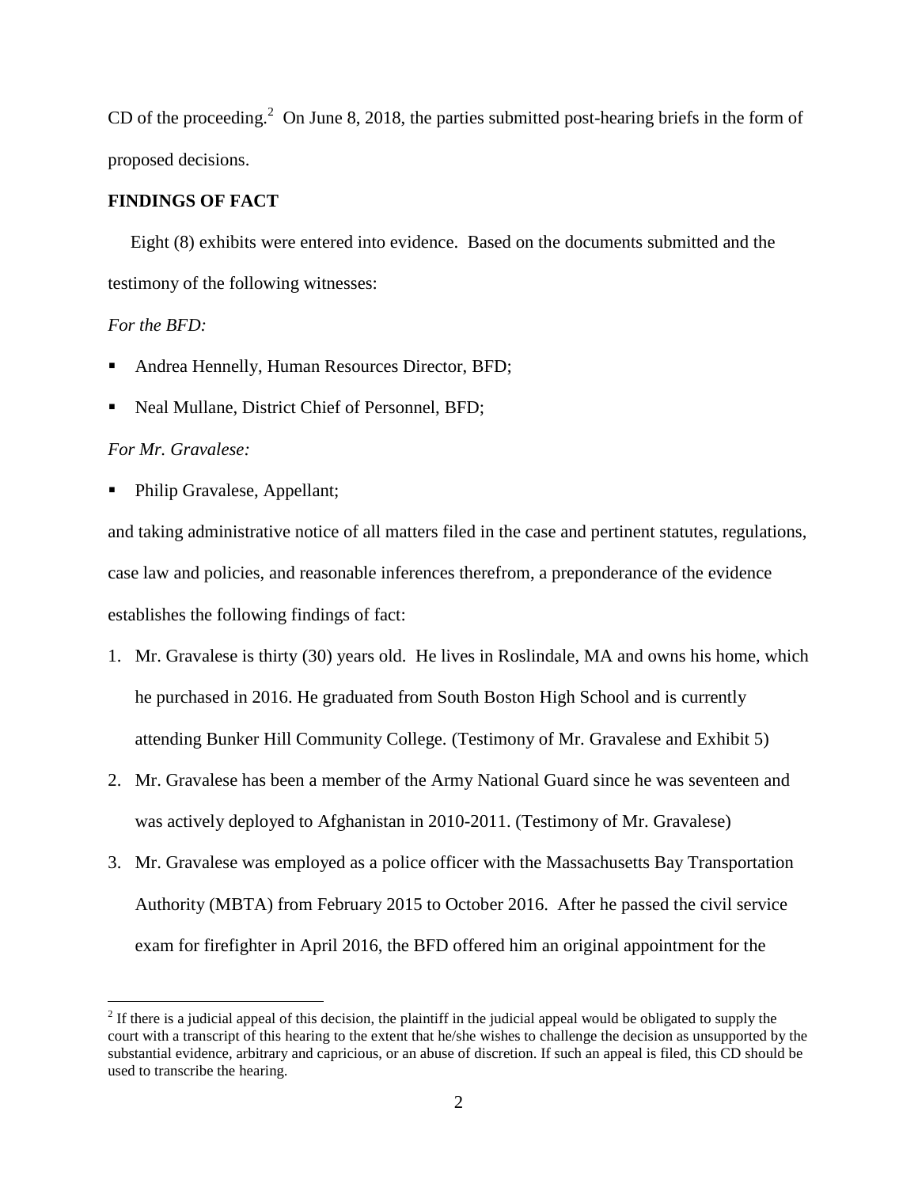CD of the proceeding.[2] On June 8, 2018, the parties submitted post-hearing briefs in the form of proposed decisions.

**FINDINGS OF FACT**

Eight (8) exhibits were entered into evidence. Based on the documents submitted and the testimony of the following witnesses:

*For the BFD:*

- Andrea Hennelly, Human Resources Director, BFD;
- Neal Mullane, District Chief of Personnel, BFD;

*For Mr. Gravalese:*

- Philip Gravalese, Appellant;

and taking administrative notice of all matters filed in the case and pertinent statutes, regulations, case law and policies, and reasonable inferences therefrom, a preponderance of the evidence establishes the following findings of fact:

1. Mr. Gravalese is thirty (30) years old. He lives in Roslindale, MA and owns his home, which he purchased in 2016. He graduated from South Boston High School and is currently attending Bunker Hill Community College. (Testimony of Mr. Gravalese and Exhibit 5)
2. Mr. Gravalese has been a member of the Army National Guard since he was seventeen and was actively deployed to Afghanistan in 2010-2011. (Testimony of Mr. Gravalese)
3. Mr. Gravalese was employed as a police officer with the Massachusetts Bay Transportation Authority (MBTA) from February 2015 to October 2016. After he passed the civil service exam for firefighter in April 2016, the BFD offered him an original appointment for the

[2] If there is a judicial appeal of this decision, the plaintiff in the judicial appeal would be obligated to supply the court with a transcript of this hearing to the extent that he/she wishes to challenge the decision as unsupported by the substantial evidence, arbitrary and capricious, or an abuse of discretion. If such an appeal is filed, this CD should be used to transcribe the hearing.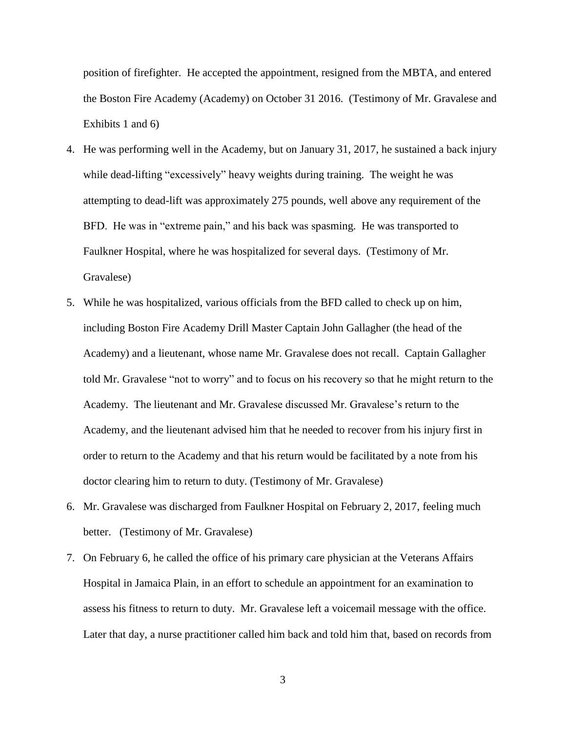position of firefighter. He accepted the appointment, resigned from the MBTA, and entered the Boston Fire Academy (Academy) on October 31 2016. (Testimony of Mr. Gravalese and Exhibits 1 and 6)

4. He was performing well in the Academy, but on January 31, 2017, he sustained a back injury while dead-lifting "excessively" heavy weights during training. The weight he was attempting to dead-lift was approximately 275 pounds, well above any requirement of the BFD. He was in "extreme pain," and his back was spasming. He was transported to Faulkner Hospital, where he was hospitalized for several days. (Testimony of Mr. Gravalese)
5. While he was hospitalized, various officials from the BFD called to check up on him, including Boston Fire Academy Drill Master Captain John Gallagher (the head of the Academy) and a lieutenant, whose name Mr. Gravalese does not recall. Captain Gallagher told Mr. Gravalese "not to worry" and to focus on his recovery so that he might return to the Academy. The lieutenant and Mr. Gravalese discussed Mr. Gravalese's return to the Academy, and the lieutenant advised him that he needed to recover from his injury first in order to return to the Academy and that his return would be facilitated by a note from his doctor clearing him to return to duty. (Testimony of Mr. Gravalese)
6. Mr. Gravalese was discharged from Faulkner Hospital on February 2, 2017, feeling much better. (Testimony of Mr. Gravalese)
7. On February 6, he called the office of his primary care physician at the Veterans Affairs Hospital in Jamaica Plain, in an effort to schedule an appointment for an examination to assess his fitness to return to duty. Mr. Gravalese left a voicemail message with the office. Later that day, a nurse practitioner called him back and told him that, based on records from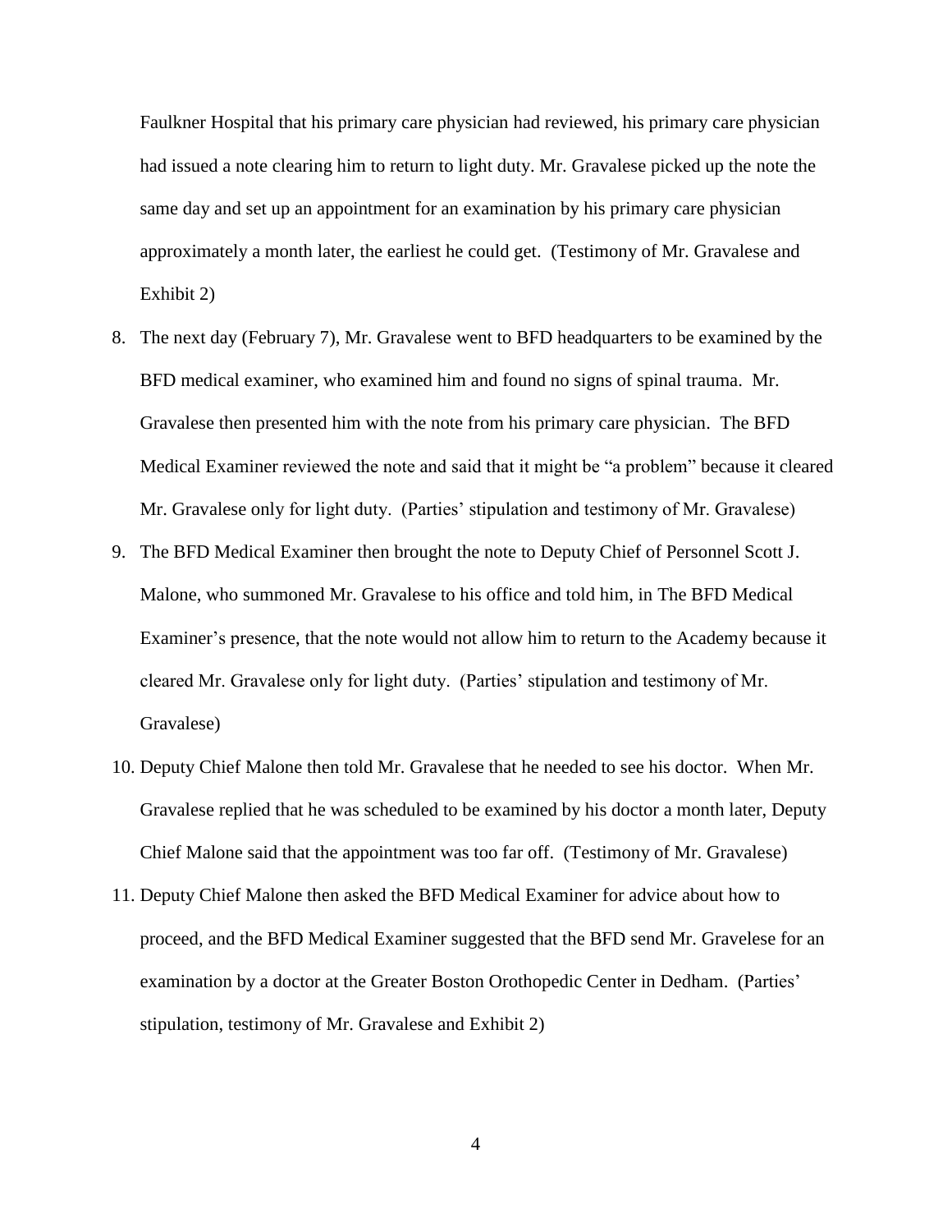Faulkner Hospital that his primary care physician had reviewed, his primary care physician had issued a note clearing him to return to light duty. Mr. Gravalese picked up the note the same day and set up an appointment for an examination by his primary care physician approximately a month later, the earliest he could get. (Testimony of Mr. Gravalese and Exhibit 2)

8. The next day (February 7), Mr. Gravalese went to BFD headquarters to be examined by the BFD medical examiner, who examined him and found no signs of spinal trauma. Mr. Gravalese then presented him with the note from his primary care physician. The BFD Medical Examiner reviewed the note and said that it might be "a problem" because it cleared Mr. Gravalese only for light duty. (Parties' stipulation and testimony of Mr. Gravalese)
9. The BFD Medical Examiner then brought the note to Deputy Chief of Personnel Scott J. Malone, who summoned Mr. Gravalese to his office and told him, in The BFD Medical Examiner's presence, that the note would not allow him to return to the Academy because it cleared Mr. Gravalese only for light duty. (Parties' stipulation and testimony of Mr. Gravalese)
10. Deputy Chief Malone then told Mr. Gravalese that he needed to see his doctor. When Mr. Gravalese replied that he was scheduled to be examined by his doctor a month later, Deputy Chief Malone said that the appointment was too far off. (Testimony of Mr. Gravalese)
11. Deputy Chief Malone then asked the BFD Medical Examiner for advice about how to proceed, and the BFD Medical Examiner suggested that the BFD send Mr. Gravelese for an examination by a doctor at the Greater Boston Orothopedic Center in Dedham. (Parties' stipulation, testimony of Mr. Gravalese and Exhibit 2)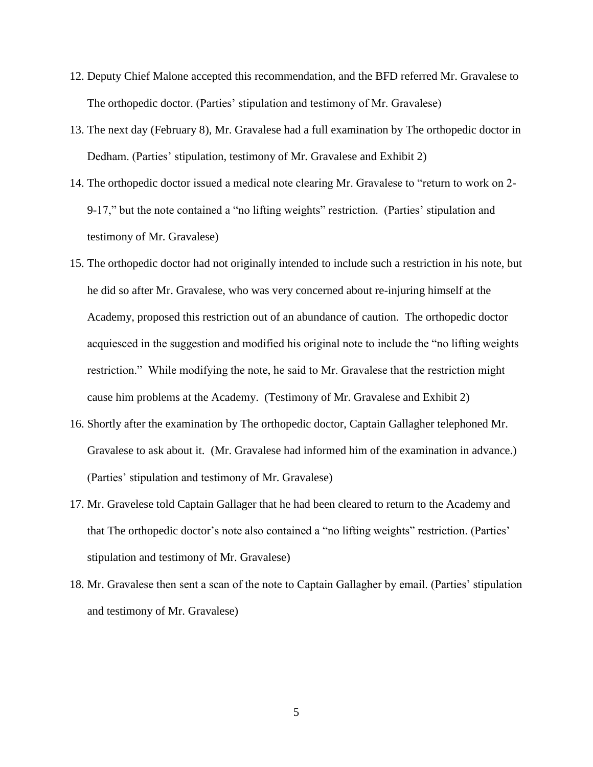12. Deputy Chief Malone accepted this recommendation, and the BFD referred Mr. Gravalese to The orthopedic doctor. (Parties' stipulation and testimony of Mr. Gravalese)
13. The next day (February 8), Mr. Gravalese had a full examination by The orthopedic doctor in Dedham. (Parties' stipulation, testimony of Mr. Gravalese and Exhibit 2)
14. The orthopedic doctor issued a medical note clearing Mr. Gravalese to "return to work on 2-9-17," but the note contained a "no lifting weights" restriction. (Parties' stipulation and testimony of Mr. Gravalese)
15. The orthopedic doctor had not originally intended to include such a restriction in his note, but he did so after Mr. Gravalese, who was very concerned about re-injuring himself at the Academy, proposed this restriction out of an abundance of caution. The orthopedic doctor acquiesced in the suggestion and modified his original note to include the "no lifting weights restriction." While modifying the note, he said to Mr. Gravalese that the restriction might cause him problems at the Academy. (Testimony of Mr. Gravalese and Exhibit 2)
16. Shortly after the examination by The orthopedic doctor, Captain Gallagher telephoned Mr. Gravalese to ask about it. (Mr. Gravalese had informed him of the examination in advance.) (Parties' stipulation and testimony of Mr. Gravalese)
17. Mr. Gravelese told Captain Gallager that he had been cleared to return to the Academy and that The orthopedic doctor's note also contained a "no lifting weights" restriction. (Parties' stipulation and testimony of Mr. Gravalese)
18. Mr. Gravalese then sent a scan of the note to Captain Gallagher by email. (Parties' stipulation and testimony of Mr. Gravalese)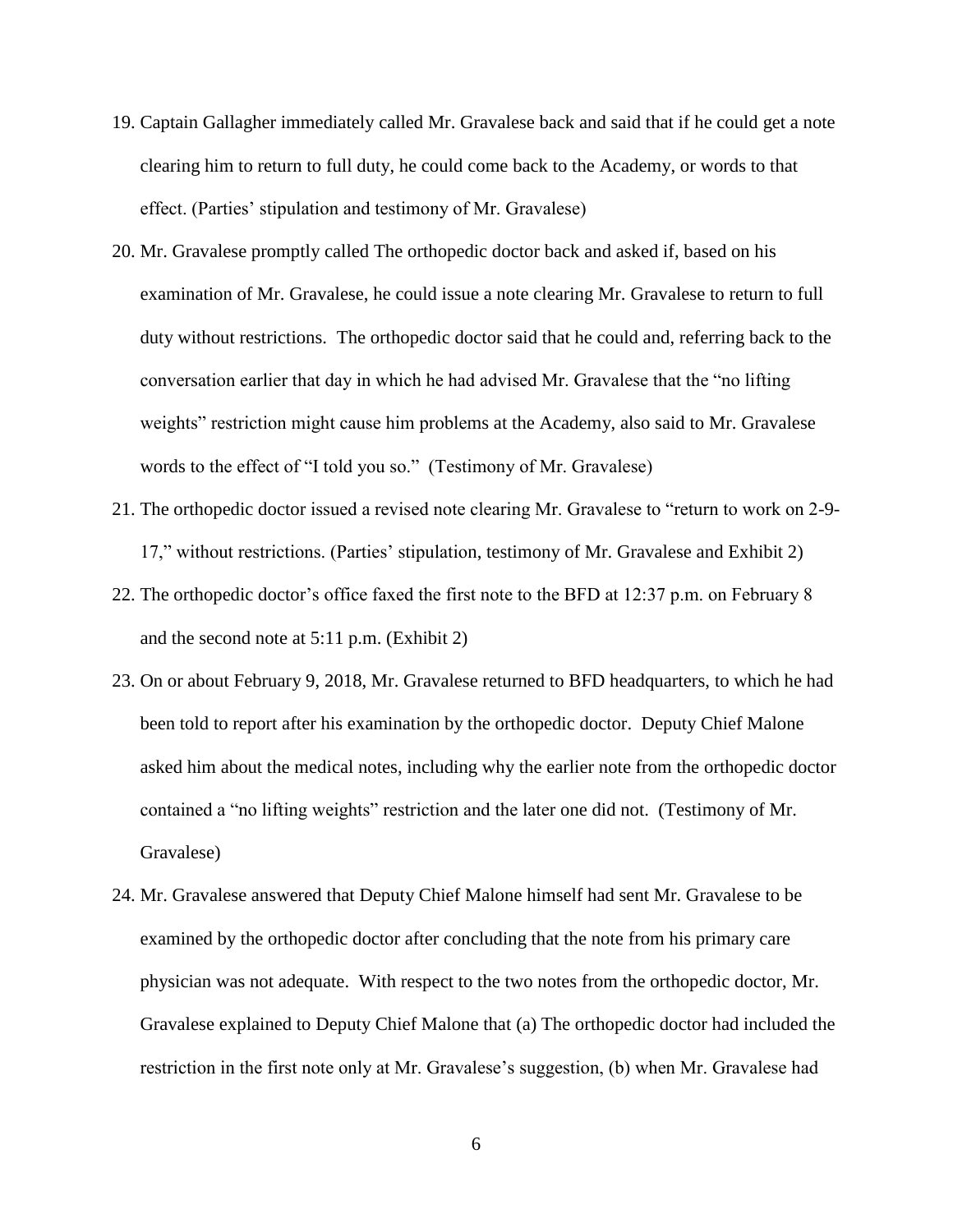19. Captain Gallagher immediately called Mr. Gravalese back and said that if he could get a note clearing him to return to full duty, he could come back to the Academy, or words to that effect. (Parties' stipulation and testimony of Mr. Gravalese)

20. Mr. Gravalese promptly called The orthopedic doctor back and asked if, based on his examination of Mr. Gravalese, he could issue a note clearing Mr. Gravalese to return to full duty without restrictions. The orthopedic doctor said that he could and, referring back to the conversation earlier that day in which he had advised Mr. Gravalese that the "no lifting weights" restriction might cause him problems at the Academy, also said to Mr. Gravalese words to the effect of "I told you so." (Testimony of Mr. Gravalese)

21. The orthopedic doctor issued a revised note clearing Mr. Gravalese to "return to work on 2-9-17," without restrictions. (Parties' stipulation, testimony of Mr. Gravalese and Exhibit 2)

22. The orthopedic doctor's office faxed the first note to the BFD at 12:37 p.m. on February 8 and the second note at 5:11 p.m. (Exhibit 2)

23. On or about February 9, 2018, Mr. Gravalese returned to BFD headquarters, to which he had been told to report after his examination by the orthopedic doctor. Deputy Chief Malone asked him about the medical notes, including why the earlier note from the orthopedic doctor contained a "no lifting weights" restriction and the later one did not. (Testimony of Mr. Gravalese)

24. Mr. Gravalese answered that Deputy Chief Malone himself had sent Mr. Gravalese to be examined by the orthopedic doctor after concluding that the note from his primary care physician was not adequate. With respect to the two notes from the orthopedic doctor, Mr. Gravalese explained to Deputy Chief Malone that (a) The orthopedic doctor had included the restriction in the first note only at Mr. Gravalese's suggestion, (b) when Mr. Gravalese had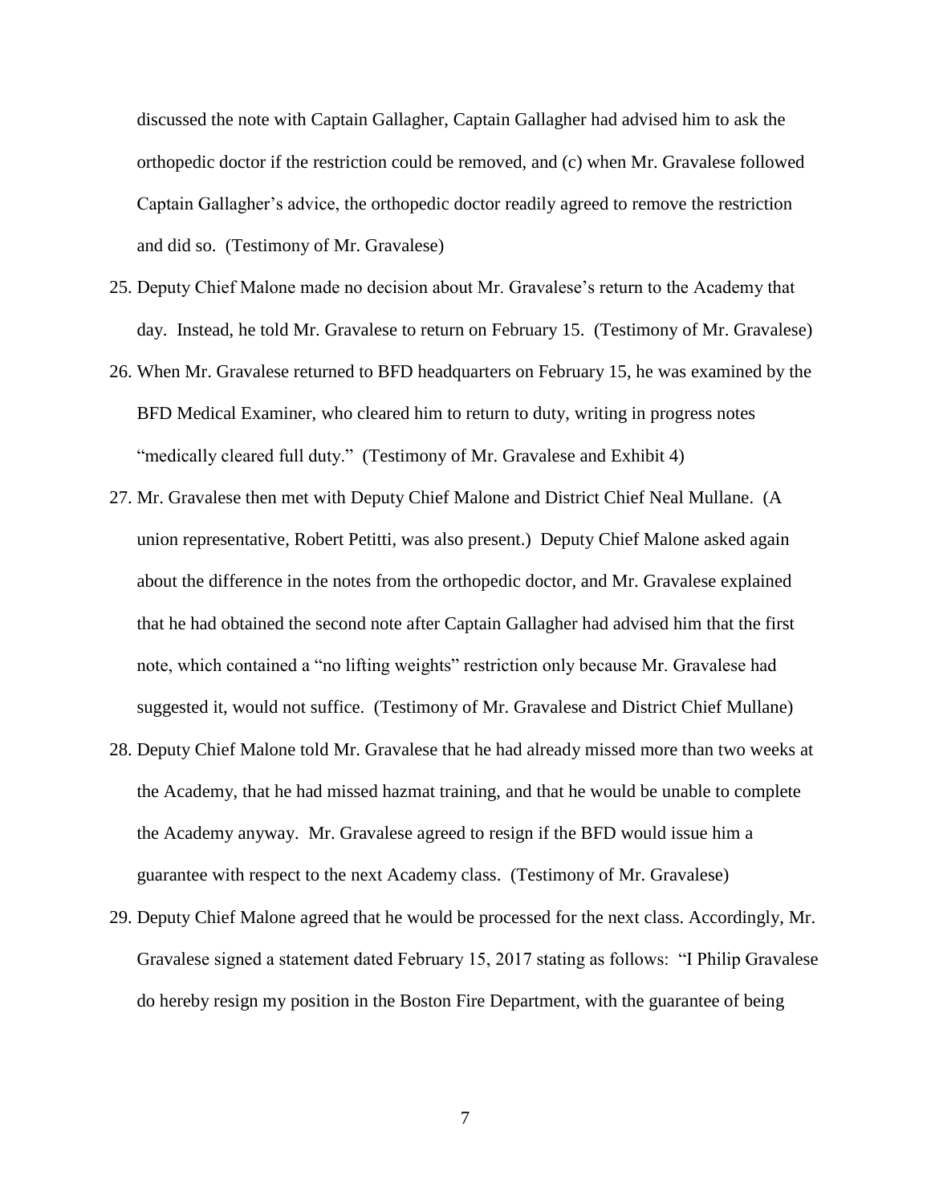discussed the note with Captain Gallagher, Captain Gallagher had advised him to ask the orthopedic doctor if the restriction could be removed, and (c) when Mr. Gravalese followed Captain Gallagher's advice, the orthopedic doctor readily agreed to remove the restriction and did so. (Testimony of Mr. Gravalese)

25. Deputy Chief Malone made no decision about Mr. Gravalese's return to the Academy that day. Instead, he told Mr. Gravalese to return on February 15. (Testimony of Mr. Gravalese)
26. When Mr. Gravalese returned to BFD headquarters on February 15, he was examined by the BFD Medical Examiner, who cleared him to return to duty, writing in progress notes "medically cleared full duty." (Testimony of Mr. Gravalese and Exhibit 4)
27. Mr. Gravalese then met with Deputy Chief Malone and District Chief Neal Mullane. (A union representative, Robert Petitti, was also present.) Deputy Chief Malone asked again about the difference in the notes from the orthopedic doctor, and Mr. Gravalese explained that he had obtained the second note after Captain Gallagher had advised him that the first note, which contained a "no lifting weights" restriction only because Mr. Gravalese had suggested it, would not suffice. (Testimony of Mr. Gravalese and District Chief Mullane)
28. Deputy Chief Malone told Mr. Gravalese that he had already missed more than two weeks at the Academy, that he had missed hazmat training, and that he would be unable to complete the Academy anyway. Mr. Gravalese agreed to resign if the BFD would issue him a guarantee with respect to the next Academy class. (Testimony of Mr. Gravalese)
29. Deputy Chief Malone agreed that he would be processed for the next class. Accordingly, Mr. Gravalese signed a statement dated February 15, 2017 stating as follows: "I Philip Gravalese do hereby resign my position in the Boston Fire Department, with the guarantee of being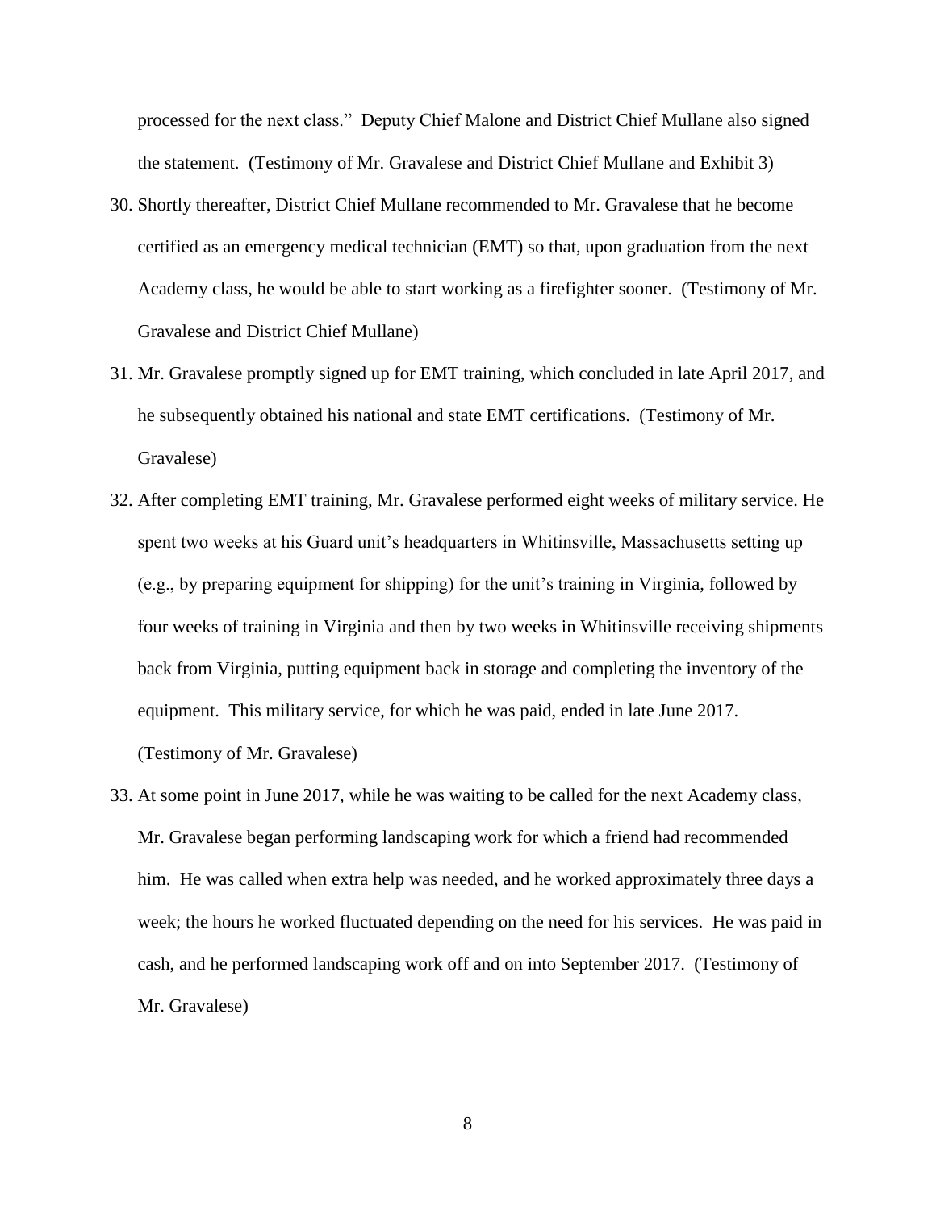processed for the next class." Deputy Chief Malone and District Chief Mullane also signed the statement. (Testimony of Mr. Gravalese and District Chief Mullane and Exhibit 3)

30. Shortly thereafter, District Chief Mullane recommended to Mr. Gravalese that he become certified as an emergency medical technician (EMT) so that, upon graduation from the next Academy class, he would be able to start working as a firefighter sooner. (Testimony of Mr. Gravalese and District Chief Mullane)

31. Mr. Gravalese promptly signed up for EMT training, which concluded in late April 2017, and he subsequently obtained his national and state EMT certifications. (Testimony of Mr. Gravalese)

32. After completing EMT training, Mr. Gravalese performed eight weeks of military service. He spent two weeks at his Guard unit's headquarters in Whitinsville, Massachusetts setting up (e.g., by preparing equipment for shipping) for the unit's training in Virginia, followed by four weeks of training in Virginia and then by two weeks in Whitinsville receiving shipments back from Virginia, putting equipment back in storage and completing the inventory of the equipment. This military service, for which he was paid, ended in late June 2017. (Testimony of Mr. Gravalese)

33. At some point in June 2017, while he was waiting to be called for the next Academy class, Mr. Gravalese began performing landscaping work for which a friend had recommended him. He was called when extra help was needed, and he worked approximately three days a week; the hours he worked fluctuated depending on the need for his services. He was paid in cash, and he performed landscaping work off and on into September 2017. (Testimony of Mr. Gravalese)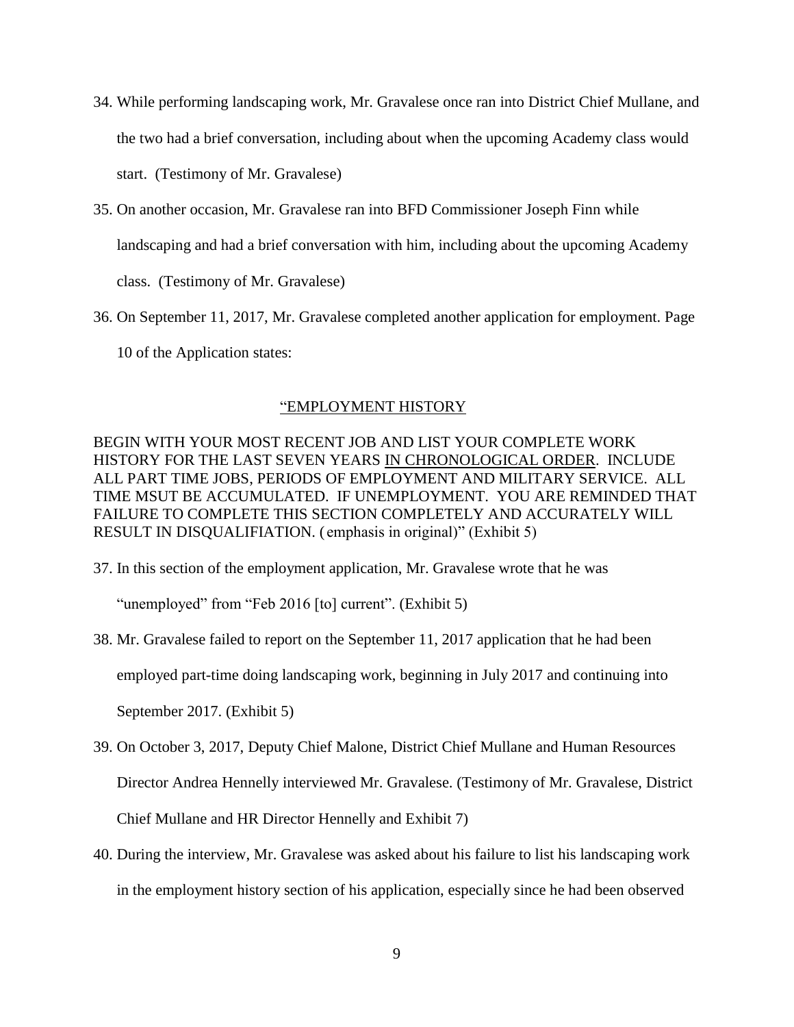34. While performing landscaping work, Mr. Gravalese once ran into District Chief Mullane, and the two had a brief conversation, including about when the upcoming Academy class would start. (Testimony of Mr. Gravalese)

35. On another occasion, Mr. Gravalese ran into BFD Commissioner Joseph Finn while landscaping and had a brief conversation with him, including about the upcoming Academy class. (Testimony of Mr. Gravalese)

36. On September 11, 2017, Mr. Gravalese completed another application for employment. Page 10 of the Application states:

<u>"EMPLOYMENT HISTORY</u>

BEGIN WITH YOUR MOST RECENT JOB AND LIST YOUR COMPLETE WORK HISTORY FOR THE LAST SEVEN YEARS <u>IN CHRONOLOGICAL ORDER</u>. INCLUDE ALL PART TIME JOBS, PERIODS OF EMPLOYMENT AND MILITARY SERVICE. ALL TIME MSUT BE ACCUMULATED. IF UNEMPLOYMENT. YOU ARE REMINDED THAT FAILURE TO COMPLETE THIS SECTION COMPLETELY AND ACCURATELY WILL RESULT IN DISQUALIFIATION. (emphasis in original)" (Exhibit 5)

37. In this section of the employment application, Mr. Gravalese wrote that he was "unemployed" from "Feb 2016 [to] current". (Exhibit 5)

38. Mr. Gravalese failed to report on the September 11, 2017 application that he had been employed part-time doing landscaping work, beginning in July 2017 and continuing into September 2017. (Exhibit 5)

39. On October 3, 2017, Deputy Chief Malone, District Chief Mullane and Human Resources Director Andrea Hennelly interviewed Mr. Gravalese. (Testimony of Mr. Gravalese, District Chief Mullane and HR Director Hennelly and Exhibit 7)

40. During the interview, Mr. Gravalese was asked about his failure to list his landscaping work in the employment history section of his application, especially since he had been observed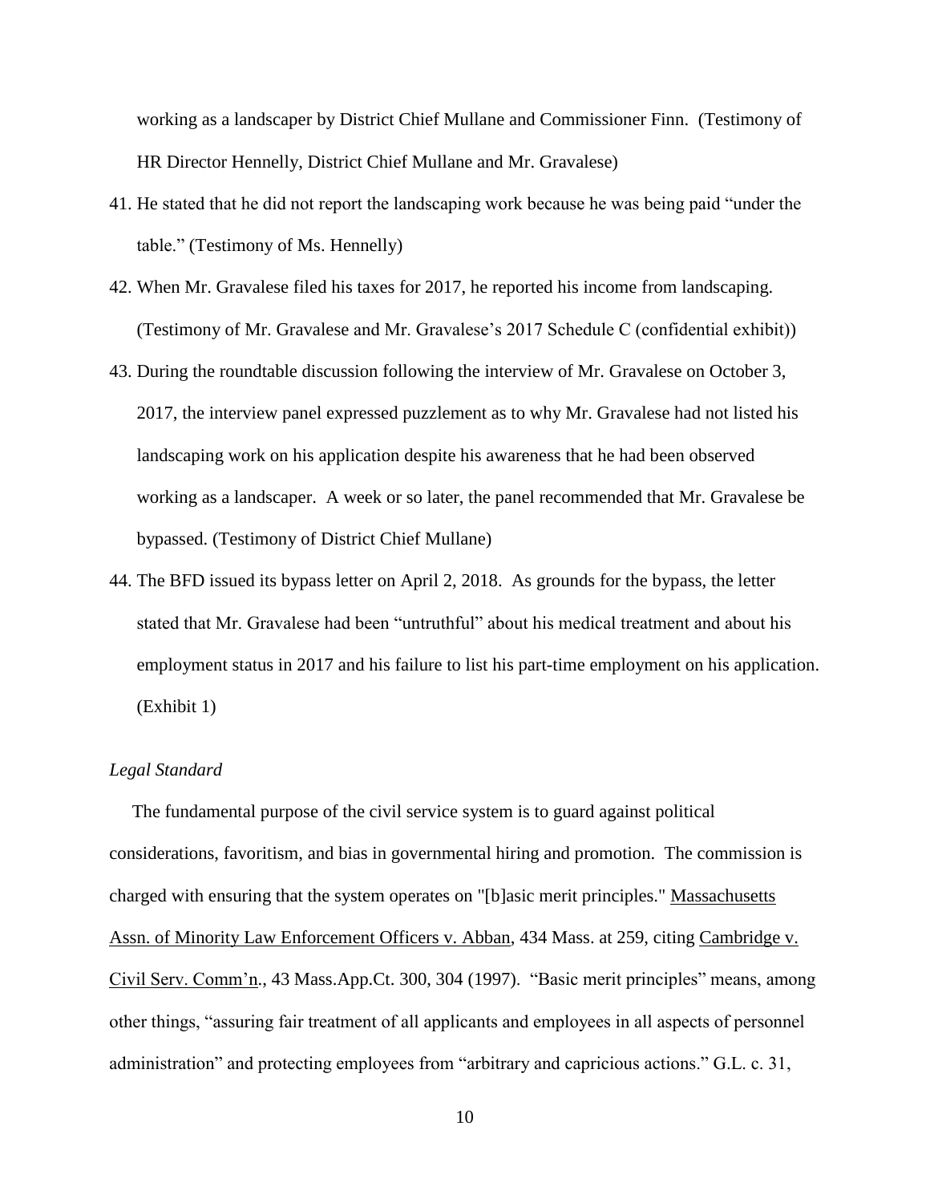working as a landscaper by District Chief Mullane and Commissioner Finn. (Testimony of HR Director Hennelly, District Chief Mullane and Mr. Gravalese)

41. He stated that he did not report the landscaping work because he was being paid "under the table." (Testimony of Ms. Hennelly)
42. When Mr. Gravalese filed his taxes for 2017, he reported his income from landscaping. (Testimony of Mr. Gravalese and Mr. Gravalese's 2017 Schedule C (confidential exhibit))
43. During the roundtable discussion following the interview of Mr. Gravalese on October 3, 2017, the interview panel expressed puzzlement as to why Mr. Gravalese had not listed his landscaping work on his application despite his awareness that he had been observed working as a landscaper. A week or so later, the panel recommended that Mr. Gravalese be bypassed. (Testimony of District Chief Mullane)
44. The BFD issued its bypass letter on April 2, 2018. As grounds for the bypass, the letter stated that Mr. Gravalese had been "untruthful" about his medical treatment and about his employment status in 2017 and his failure to list his part-time employment on his application. (Exhibit 1)

*Legal Standard*

The fundamental purpose of the civil service system is to guard against political considerations, favoritism, and bias in governmental hiring and promotion. The commission is charged with ensuring that the system operates on "[b]asic merit principles." Massachusetts Assn. of Minority Law Enforcement Officers v. Abban, 434 Mass. at 259, citing Cambridge v. Civil Serv. Comm'n., 43 Mass.App.Ct. 300, 304 (1997). "Basic merit principles" means, among other things, "assuring fair treatment of all applicants and employees in all aspects of personnel administration" and protecting employees from "arbitrary and capricious actions." G.L. c. 31,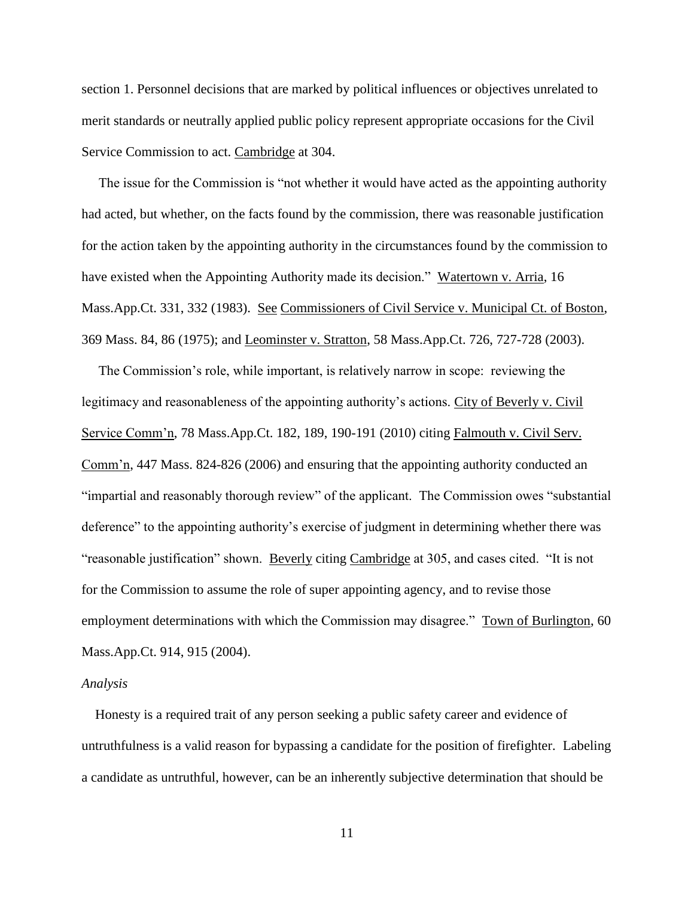section 1. Personnel decisions that are marked by political influences or objectives unrelated to merit standards or neutrally applied public policy represent appropriate occasions for the Civil Service Commission to act. Cambridge at 304.

The issue for the Commission is "not whether it would have acted as the appointing authority had acted, but whether, on the facts found by the commission, there was reasonable justification for the action taken by the appointing authority in the circumstances found by the commission to have existed when the Appointing Authority made its decision." Watertown v. Arria, 16 Mass.App.Ct. 331, 332 (1983). See Commissioners of Civil Service v. Municipal Ct. of Boston, 369 Mass. 84, 86 (1975); and Leominster v. Stratton, 58 Mass.App.Ct. 726, 727-728 (2003).

The Commission's role, while important, is relatively narrow in scope: reviewing the legitimacy and reasonableness of the appointing authority's actions. City of Beverly v. Civil Service Comm'n, 78 Mass.App.Ct. 182, 189, 190-191 (2010) citing Falmouth v. Civil Serv. Comm'n, 447 Mass. 824-826 (2006) and ensuring that the appointing authority conducted an "impartial and reasonably thorough review" of the applicant. The Commission owes "substantial deference" to the appointing authority's exercise of judgment in determining whether there was "reasonable justification" shown. Beverly citing Cambridge at 305, and cases cited. "It is not for the Commission to assume the role of super appointing agency, and to revise those employment determinations with which the Commission may disagree." Town of Burlington, 60 Mass.App.Ct. 914, 915 (2004).

*Analysis*

Honesty is a required trait of any person seeking a public safety career and evidence of untruthfulness is a valid reason for bypassing a candidate for the position of firefighter. Labeling a candidate as untruthful, however, can be an inherently subjective determination that should be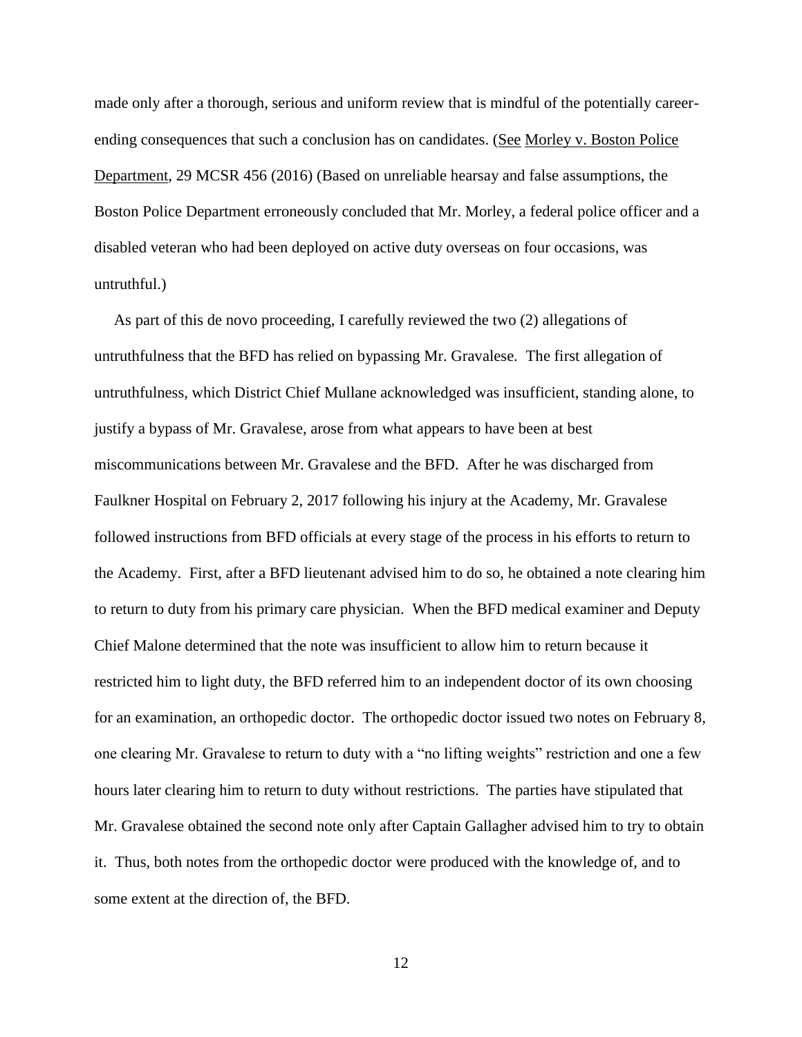made only after a thorough, serious and uniform review that is mindful of the potentially career-ending consequences that such a conclusion has on candidates. (See Morley v. Boston Police Department, 29 MCSR 456 (2016) (Based on unreliable hearsay and false assumptions, the Boston Police Department erroneously concluded that Mr. Morley, a federal police officer and a disabled veteran who had been deployed on active duty overseas on four occasions, was untruthful.)

As part of this de novo proceeding, I carefully reviewed the two (2) allegations of untruthfulness that the BFD has relied on bypassing Mr. Gravalese. The first allegation of untruthfulness, which District Chief Mullane acknowledged was insufficient, standing alone, to justify a bypass of Mr. Gravalese, arose from what appears to have been at best miscommunications between Mr. Gravalese and the BFD. After he was discharged from Faulkner Hospital on February 2, 2017 following his injury at the Academy, Mr. Gravalese followed instructions from BFD officials at every stage of the process in his efforts to return to the Academy. First, after a BFD lieutenant advised him to do so, he obtained a note clearing him to return to duty from his primary care physician. When the BFD medical examiner and Deputy Chief Malone determined that the note was insufficient to allow him to return because it restricted him to light duty, the BFD referred him to an independent doctor of its own choosing for an examination, an orthopedic doctor. The orthopedic doctor issued two notes on February 8, one clearing Mr. Gravalese to return to duty with a "no lifting weights" restriction and one a few hours later clearing him to return to duty without restrictions. The parties have stipulated that Mr. Gravalese obtained the second note only after Captain Gallagher advised him to try to obtain it. Thus, both notes from the orthopedic doctor were produced with the knowledge of, and to some extent at the direction of, the BFD.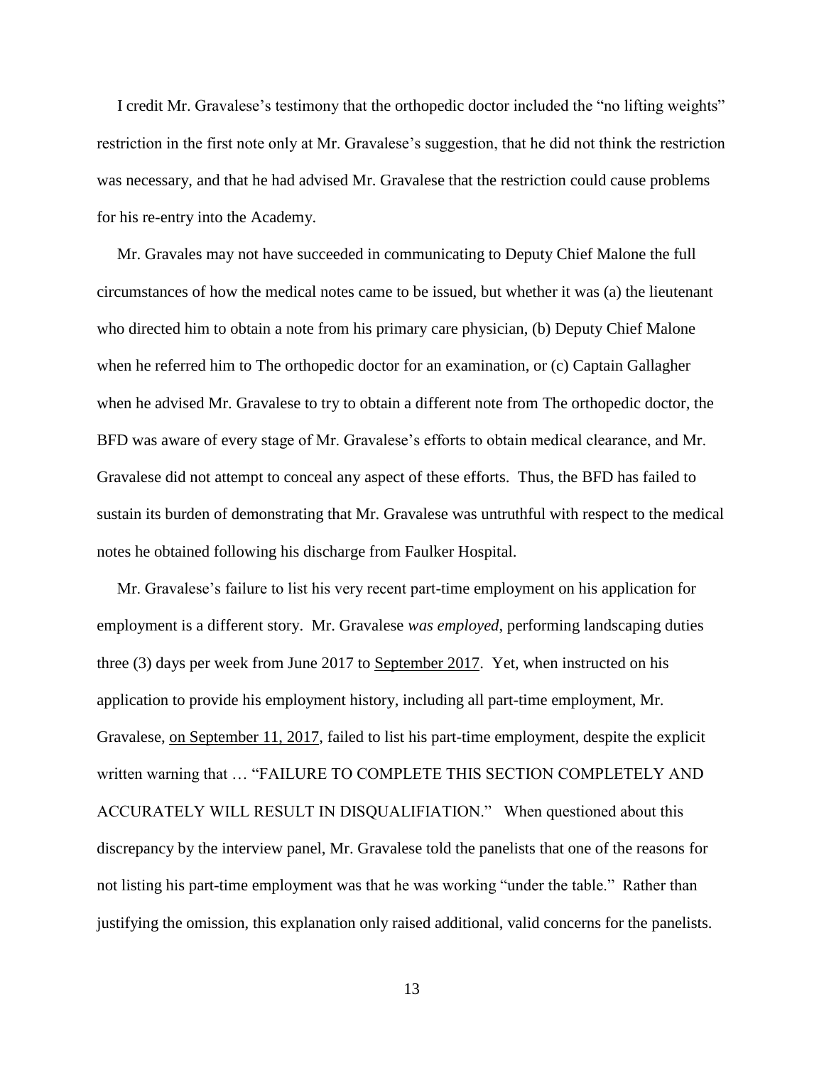I credit Mr. Gravalese's testimony that the orthopedic doctor included the "no lifting weights" restriction in the first note only at Mr. Gravalese's suggestion, that he did not think the restriction was necessary, and that he had advised Mr. Gravalese that the restriction could cause problems for his re-entry into the Academy.

Mr. Gravales may not have succeeded in communicating to Deputy Chief Malone the full circumstances of how the medical notes came to be issued, but whether it was (a) the lieutenant who directed him to obtain a note from his primary care physician, (b) Deputy Chief Malone when he referred him to The orthopedic doctor for an examination, or (c) Captain Gallagher when he advised Mr. Gravalese to try to obtain a different note from The orthopedic doctor, the BFD was aware of every stage of Mr. Gravalese's efforts to obtain medical clearance, and Mr. Gravalese did not attempt to conceal any aspect of these efforts. Thus, the BFD has failed to sustain its burden of demonstrating that Mr. Gravalese was untruthful with respect to the medical notes he obtained following his discharge from Faulker Hospital.

Mr. Gravalese's failure to list his very recent part-time employment on his application for employment is a different story. Mr. Gravalese *was employed*, performing landscaping duties three (3) days per week from June 2017 to <u>September 2017</u>. Yet, when instructed on his application to provide his employment history, including all part-time employment, Mr. Gravalese, <u>on September 11, 2017</u>, failed to list his part-time employment, despite the explicit written warning that … "FAILURE TO COMPLETE THIS SECTION COMPLETELY AND ACCURATELY WILL RESULT IN DISQUALIFIATION." When questioned about this discrepancy by the interview panel, Mr. Gravalese told the panelists that one of the reasons for not listing his part-time employment was that he was working "under the table." Rather than justifying the omission, this explanation only raised additional, valid concerns for the panelists.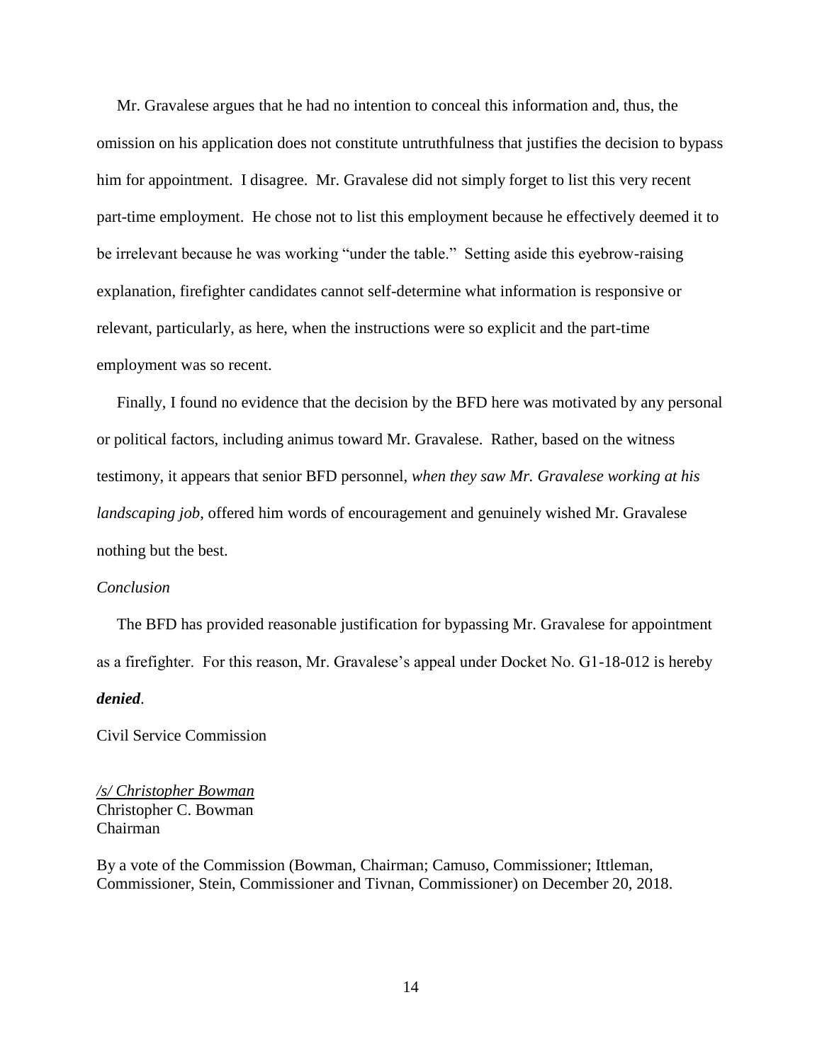Mr. Gravalese argues that he had no intention to conceal this information and, thus, the omission on his application does not constitute untruthfulness that justifies the decision to bypass him for appointment. I disagree. Mr. Gravalese did not simply forget to list this very recent part-time employment. He chose not to list this employment because he effectively deemed it to be irrelevant because he was working "under the table." Setting aside this eyebrow-raising explanation, firefighter candidates cannot self-determine what information is responsive or relevant, particularly, as here, when the instructions were so explicit and the part-time employment was so recent.

Finally, I found no evidence that the decision by the BFD here was motivated by any personal or political factors, including animus toward Mr. Gravalese. Rather, based on the witness testimony, it appears that senior BFD personnel, *when they saw Mr. Gravalese working at his landscaping job*, offered him words of encouragement and genuinely wished Mr. Gravalese nothing but the best.

*Conclusion*

The BFD has provided reasonable justification for bypassing Mr. Gravalese for appointment as a firefighter. For this reason, Mr. Gravalese's appeal under Docket No. G1-18-012 is hereby ***denied***.

Civil Service Commission

*/s/ Christopher Bowman*
Christopher C. Bowman
Chairman

By a vote of the Commission (Bowman, Chairman; Camuso, Commissioner; Ittleman, Commissioner, Stein, Commissioner and Tivnan, Commissioner) on December 20, 2018.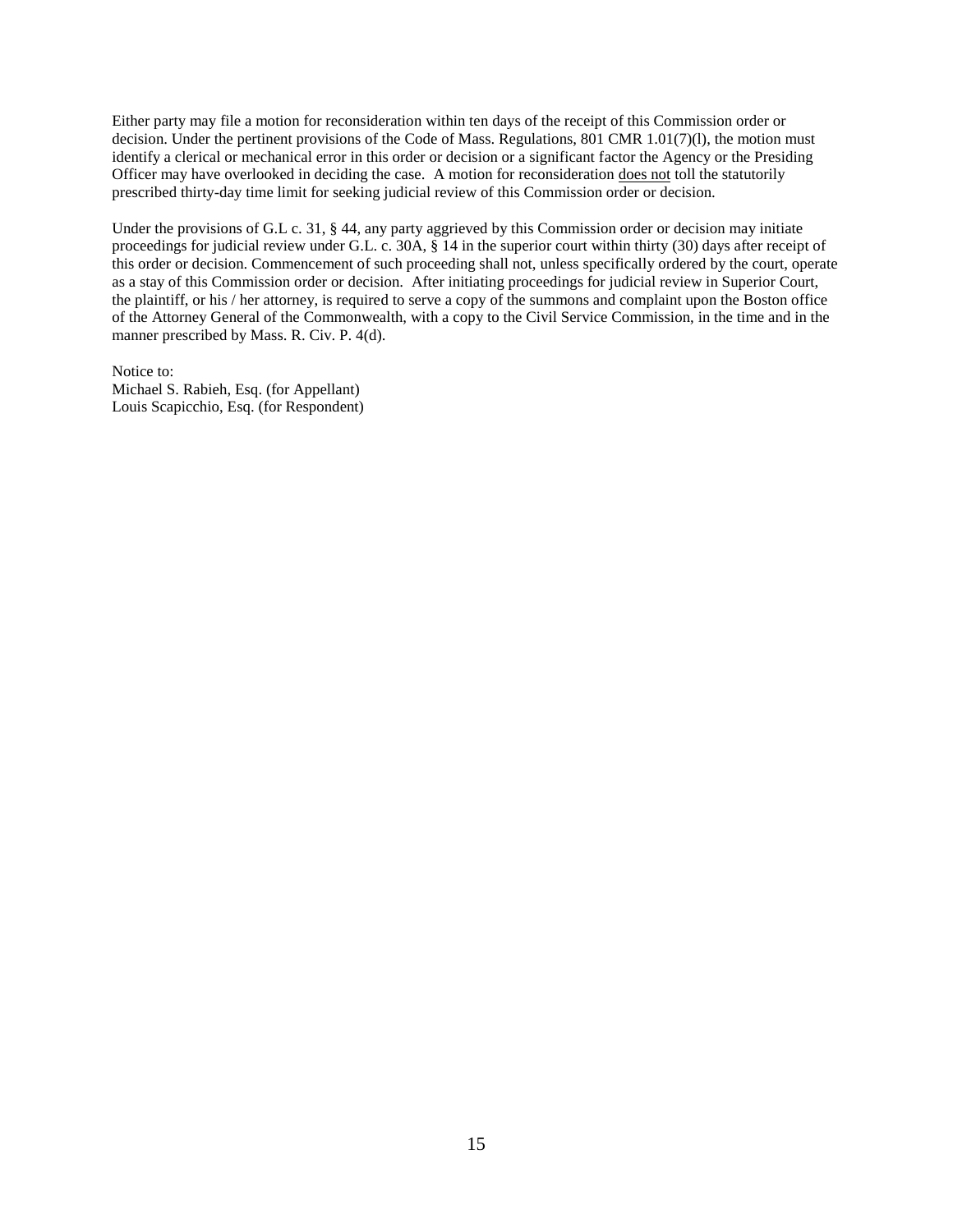Either party may file a motion for reconsideration within ten days of the receipt of this Commission order or decision. Under the pertinent provisions of the Code of Mass. Regulations, 801 CMR 1.01(7)(l), the motion must identify a clerical or mechanical error in this order or decision or a significant factor the Agency or the Presiding Officer may have overlooked in deciding the case. A motion for reconsideration <u>does not</u> toll the statutorily prescribed thirty-day time limit for seeking judicial review of this Commission order or decision.

Under the provisions of G.L c. 31, § 44, any party aggrieved by this Commission order or decision may initiate proceedings for judicial review under G.L. c. 30A, § 14 in the superior court within thirty (30) days after receipt of this order or decision. Commencement of such proceeding shall not, unless specifically ordered by the court, operate as a stay of this Commission order or decision. After initiating proceedings for judicial review in Superior Court, the plaintiff, or his / her attorney, is required to serve a copy of the summons and complaint upon the Boston office of the Attorney General of the Commonwealth, with a copy to the Civil Service Commission, in the time and in the manner prescribed by Mass. R. Civ. P. 4(d).

Notice to:
Michael S. Rabieh, Esq. (for Appellant)
Louis Scapicchio, Esq. (for Respondent)